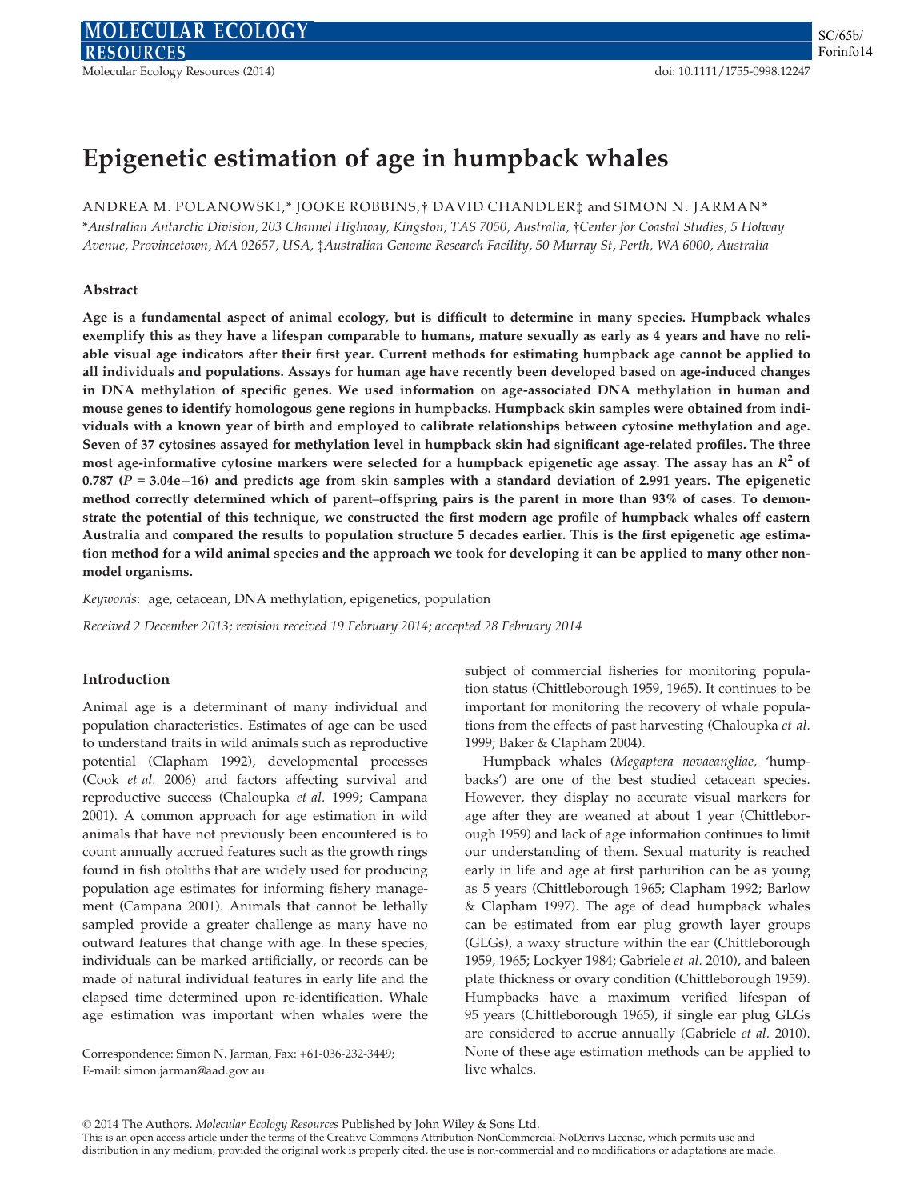# Epigenetic estimation of age in humpback whales

ANDREA M. POLANOWSKI,* JOOKE ROBBINS,† DAVID CHANDLER‡ and SIMON N. JARMAN*

*Australian Antarctic Division, 203 Channel Highway, Kingston, TAS 7050, Australia, †Center for Coastal Studies, 5 Holway Avenue, Provincetown, MA 02657, USA, ‡Australian Genome Research Facility, 50 Murray St, Perth, WA 6000, Australia

## Abstract

**Age is a fundamental aspect of animal ecology, but is difficult to determine in many species. Humpback whales exemplify this as they have a lifespan comparable to humans, mature sexually as early as 4 years and have no reliable visual age indicators after their first year. Current methods for estimating humpback age cannot be applied to all individuals and populations. Assays for human age have recently been developed based on age-induced changes in DNA methylation of specific genes. We used information on age-associated DNA methylation in human and mouse genes to identify homologous gene regions in humpbacks. Humpback skin samples were obtained from individuals with a known year of birth and employed to calibrate relationships between cytosine methylation and age. Seven of 37 cytosines assayed for methylation level in humpback skin had significant age-related profiles. The three most age-informative cytosine markers were selected for a humpback epigenetic age assay. The assay has an $R^2$ of 0.787 ($P$ = 3.04e−16) and predicts age from skin samples with a standard deviation of 2.991 years. The epigenetic method correctly determined which of parent–offspring pairs is the parent in more than 93% of cases. To demonstrate the potential of this technique, we constructed the first modern age profile of humpback whales off eastern Australia and compared the results to population structure 5 decades earlier. This is the first epigenetic age estimation method for a wild animal species and the approach we took for developing it can be applied to many other non-model organisms.**

*Keywords*: age, cetacean, DNA methylation, epigenetics, population

*Received 2 December 2013; revision received 19 February 2014; accepted 28 February 2014*

## Introduction

Animal age is a determinant of many individual and population characteristics. Estimates of age can be used to understand traits in wild animals such as reproductive potential (Clapham 1992), developmental processes (Cook *et al.* 2006) and factors affecting survival and reproductive success (Chaloupka *et al.* 1999; Campana 2001). A common approach for age estimation in wild animals that have not previously been encountered is to count annually accrued features such as the growth rings found in fish otoliths that are widely used for producing population age estimates for informing fishery management (Campana 2001). Animals that cannot be lethally sampled provide a greater challenge as many have no outward features that change with age. In these species, individuals can be marked artificially, or records can be made of natural individual features in early life and the elapsed time determined upon re-identification. Whale age estimation was important when whales were the subject of commercial fisheries for monitoring population status (Chittleborough 1959, 1965). It continues to be important for monitoring the recovery of whale populations from the effects of past harvesting (Chaloupka *et al.* 1999; Baker & Clapham 2004).

Humpback whales (*Megaptera novaeangliae*, 'humpbacks') are one of the best studied cetacean species. However, they display no accurate visual markers for age after they are weaned at about 1 year (Chittleborough 1959) and lack of age information continues to limit our understanding of them. Sexual maturity is reached early in life and age at first parturition can be as young as 5 years (Chittleborough 1965; Clapham 1992; Barlow & Clapham 1997). The age of dead humpback whales can be estimated from ear plug growth layer groups (GLGs), a waxy structure within the ear (Chittleborough 1959, 1965; Lockyer 1984; Gabriele *et al.* 2010), and baleen plate thickness or ovary condition (Chittleborough 1959). Humpbacks have a maximum verified lifespan of 95 years (Chittleborough 1965), if single ear plug GLGs are considered to accrue annually (Gabriele *et al.* 2010). None of these age estimation methods can be applied to live whales.

Correspondence: Simon N. Jarman, Fax: +61-036-232-3449; E-mail: simon.jarman@aad.gov.au

© 2014 The Authors. *Molecular Ecology Resources* Published by John Wiley & Sons Ltd.
This is an open access article under the terms of the Creative Commons Attribution-NonCommercial-NoDerivs License, which permits use and distribution in any medium, provided the original work is properly cited, the use is non-commercial and no modifications or adaptations are made.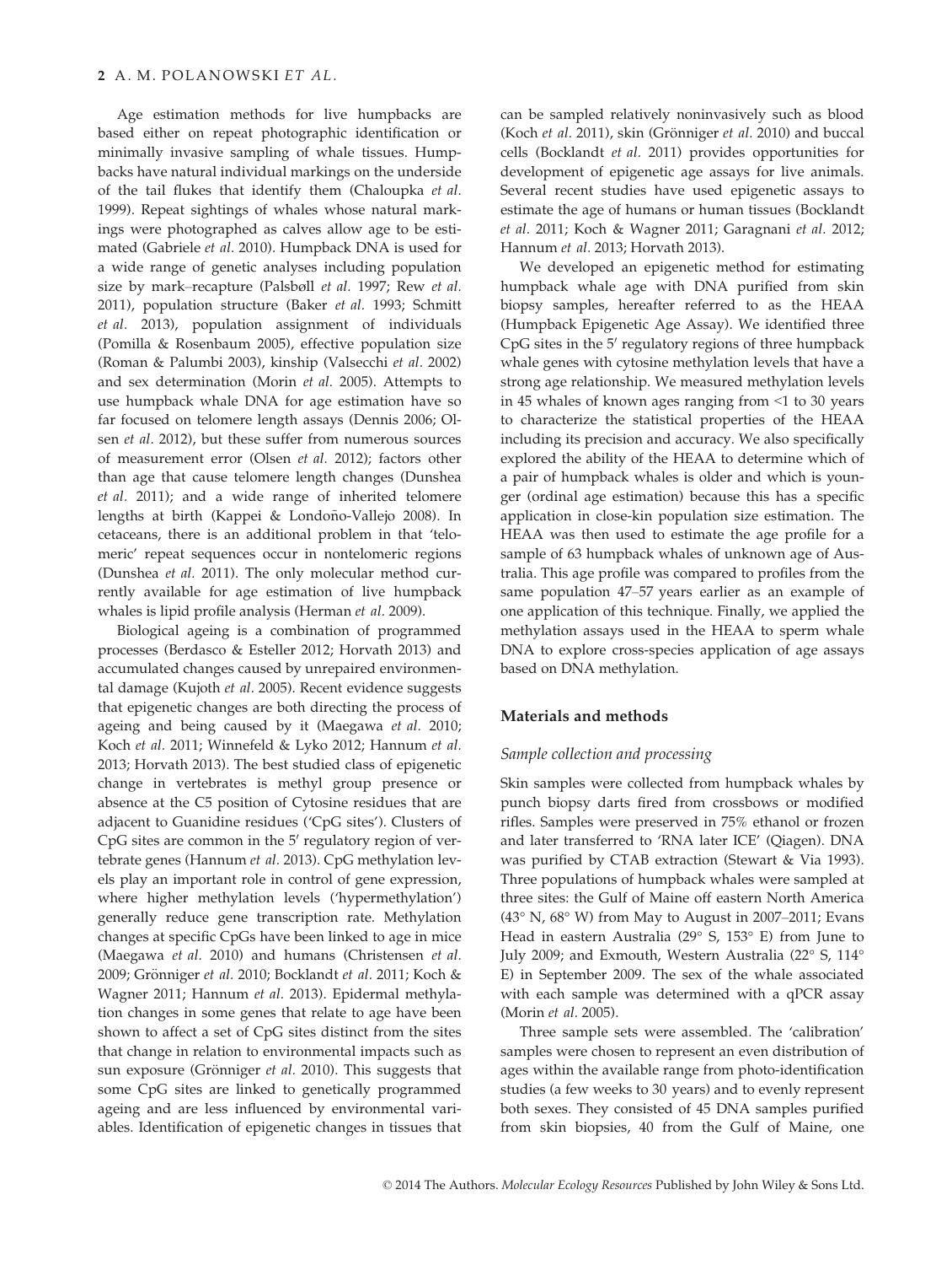Age estimation methods for live humpbacks are based either on repeat photographic identification or minimally invasive sampling of whale tissues. Humpbacks have natural individual markings on the underside of the tail flukes that identify them (Chaloupka *et al.* 1999). Repeat sightings of whales whose natural markings were photographed as calves allow age to be estimated (Gabriele *et al.* 2010). Humpback DNA is used for a wide range of genetic analyses including population size by mark–recapture (Palsbøll *et al.* 1997; Rew *et al.* 2011), population structure (Baker *et al.* 1993; Schmitt *et al.* 2013), population assignment of individuals (Pomilla & Rosenbaum 2005), effective population size (Roman & Palumbi 2003), kinship (Valsecchi *et al.* 2002) and sex determination (Morin *et al.* 2005). Attempts to use humpback whale DNA for age estimation have so far focused on telomere length assays (Dennis 2006; Olsen *et al.* 2012), but these suffer from numerous sources of measurement error (Olsen *et al.* 2012); factors other than age that cause telomere length changes (Dunshea *et al.* 2011); and a wide range of inherited telomere lengths at birth (Kappei & Londoño-Vallejo 2008). In cetaceans, there is an additional problem in that 'telomeric' repeat sequences occur in nontelomeric regions (Dunshea *et al.* 2011). The only molecular method currently available for age estimation of live humpback whales is lipid profile analysis (Herman *et al.* 2009).

Biological ageing is a combination of programmed processes (Berdasco & Esteller 2012; Horvath 2013) and accumulated changes caused by unrepaired environmental damage (Kujoth *et al*. 2005). Recent evidence suggests that epigenetic changes are both directing the process of ageing and being caused by it (Maegawa *et al.* 2010; Koch *et al.* 2011; Winnefeld & Lyko 2012; Hannum *et al.* 2013; Horvath 2013). The best studied class of epigenetic change in vertebrates is methyl group presence or absence at the C5 position of Cytosine residues that are adjacent to Guanidine residues ('CpG sites'). Clusters of CpG sites are common in the 5′ regulatory region of vertebrate genes (Hannum *et al.* 2013). CpG methylation levels play an important role in control of gene expression, where higher methylation levels ('hypermethylation') generally reduce gene transcription rate. Methylation changes at specific CpGs have been linked to age in mice (Maegawa *et al.* 2010) and humans (Christensen *et al.* 2009; Grönniger *et al.* 2010; Bocklandt *et al.* 2011; Koch & Wagner 2011; Hannum *et al.* 2013). Epidermal methylation changes in some genes that relate to age have been shown to affect a set of CpG sites distinct from the sites that change in relation to environmental impacts such as sun exposure (Grönniger *et al.* 2010). This suggests that some CpG sites are linked to genetically programmed ageing and are less influenced by environmental variables. Identification of epigenetic changes in tissues that can be sampled relatively noninvasively such as blood (Koch *et al.* 2011), skin (Grönniger *et al.* 2010) and buccal cells (Bocklandt *et al.* 2011) provides opportunities for development of epigenetic age assays for live animals. Several recent studies have used epigenetic assays to estimate the age of humans or human tissues (Bocklandt *et al.* 2011; Koch & Wagner 2011; Garagnani *et al.* 2012; Hannum *et al.* 2013; Horvath 2013).

We developed an epigenetic method for estimating humpback whale age with DNA purified from skin biopsy samples, hereafter referred to as the HEAA (Humpback Epigenetic Age Assay). We identified three CpG sites in the 5′ regulatory regions of three humpback whale genes with cytosine methylation levels that have a strong age relationship. We measured methylation levels in 45 whales of known ages ranging from <1 to 30 years to characterize the statistical properties of the HEAA including its precision and accuracy. We also specifically explored the ability of the HEAA to determine which of a pair of humpback whales is older and which is younger (ordinal age estimation) because this has a specific application in close-kin population size estimation. The HEAA was then used to estimate the age profile for a sample of 63 humpback whales of unknown age of Australia. This age profile was compared to profiles from the same population 47–57 years earlier as an example of one application of this technique. Finally, we applied the methylation assays used in the HEAA to sperm whale DNA to explore cross-species application of age assays based on DNA methylation.

## Materials and methods

### Sample collection and processing

Skin samples were collected from humpback whales by punch biopsy darts fired from crossbows or modified rifles. Samples were preserved in 75% ethanol or frozen and later transferred to 'RNA later ICE' (Qiagen). DNA was purified by CTAB extraction (Stewart & Via 1993). Three populations of humpback whales were sampled at three sites: the Gulf of Maine off eastern North America (43° N, 68° W) from May to August in 2007–2011; Evans Head in eastern Australia (29° S, 153° E) from June to July 2009; and Exmouth, Western Australia (22° S, 114° E) in September 2009. The sex of the whale associated with each sample was determined with a qPCR assay (Morin *et al.* 2005).

Three sample sets were assembled. The 'calibration' samples were chosen to represent an even distribution of ages within the available range from photo-identification studies (a few weeks to 30 years) and to evenly represent both sexes. They consisted of 45 DNA samples purified from skin biopsies, 40 from the Gulf of Maine, one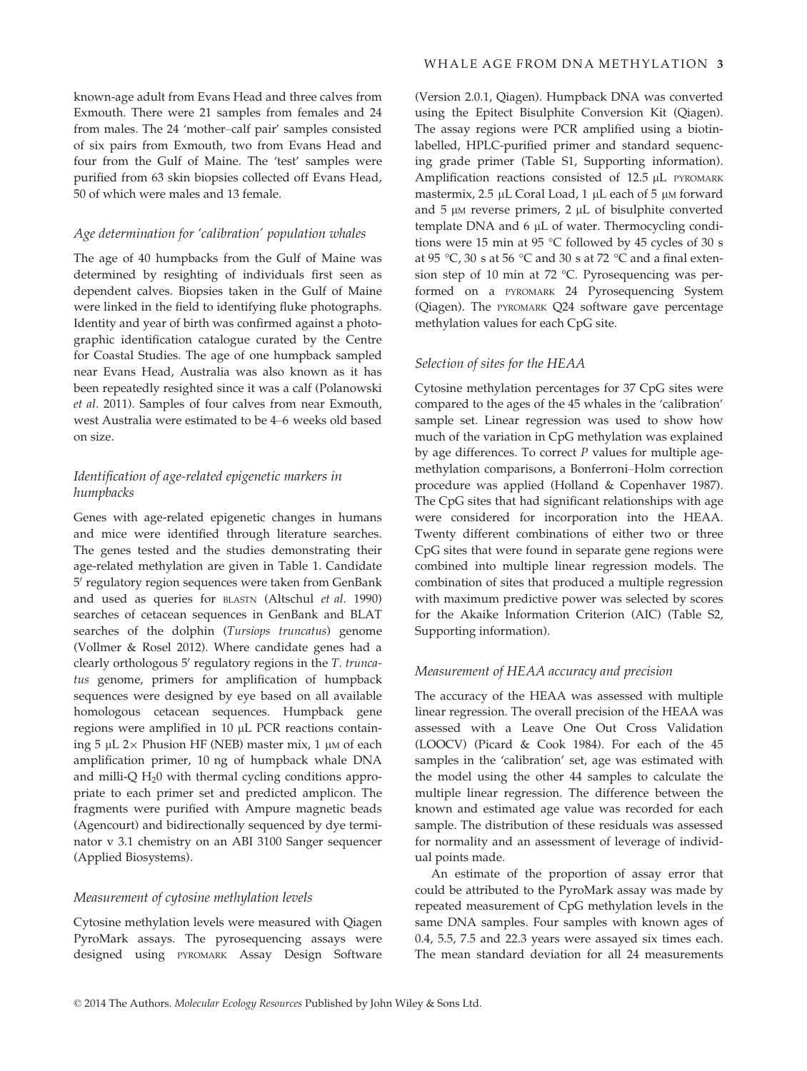known-age adult from Evans Head and three calves from Exmouth. There were 21 samples from females and 24 from males. The 24 'mother–calf pair' samples consisted of six pairs from Exmouth, two from Evans Head and four from the Gulf of Maine. The 'test' samples were purified from 63 skin biopsies collected off Evans Head, 50 of which were males and 13 female.

### *Age determination for 'calibration' population whales*

The age of 40 humpbacks from the Gulf of Maine was determined by resighting of individuals first seen as dependent calves. Biopsies taken in the Gulf of Maine were linked in the field to identifying fluke photographs. Identity and year of birth was confirmed against a photographic identification catalogue curated by the Centre for Coastal Studies. The age of one humpback sampled near Evans Head, Australia was also known as it has been repeatedly resighted since it was a calf (Polanowski *et al.* 2011). Samples of four calves from near Exmouth, west Australia were estimated to be 4–6 weeks old based on size.

### *Identification of age-related epigenetic markers in humpbacks*

Genes with age-related epigenetic changes in humans and mice were identified through literature searches. The genes tested and the studies demonstrating their age-related methylation are given in Table 1. Candidate 5′ regulatory region sequences were taken from GenBank and used as queries for BLASTN (Altschul *et al.* 1990) searches of cetacean sequences in GenBank and BLAT searches of the dolphin (*Tursiops truncatus*) genome (Vollmer & Rosel 2012). Where candidate genes had a clearly orthologous 5′ regulatory regions in the *T. truncatus* genome, primers for amplification of humpback sequences were designed by eye based on all available homologous cetacean sequences. Humpback gene regions were amplified in 10 μL PCR reactions containing 5 μL 2× Phusion HF (NEB) master mix, 1 μM of each amplification primer, 10 ng of humpback whale DNA and milli-Q $H_20$ with thermal cycling conditions appropriate to each primer set and predicted amplicon. The fragments were purified with Ampure magnetic beads (Agencourt) and bidirectionally sequenced by dye terminator v 3.1 chemistry on an ABI 3100 Sanger sequencer (Applied Biosystems).

### *Measurement of cytosine methylation levels*

Cytosine methylation levels were measured with Qiagen PyroMark assays. The pyrosequencing assays were designed using PYROMARK Assay Design Software (Version 2.0.1, Qiagen). Humpback DNA was converted using the Epitect Bisulphite Conversion Kit (Qiagen). The assay regions were PCR amplified using a biotin-labelled, HPLC-purified primer and standard sequencing grade primer (Table S1, Supporting information). Amplification reactions consisted of 12.5 μL PYROMARK mastermix, 2.5 μL Coral Load, 1 μL each of 5 μM forward and 5 μM reverse primers, 2 μL of bisulphite converted template DNA and 6 μL of water. Thermocycling conditions were 15 min at 95 °C followed by 45 cycles of 30 s at 95 °C, 30 s at 56 °C and 30 s at 72 °C and a final extension step of 10 min at 72 °C. Pyrosequencing was performed on a PYROMARK 24 Pyrosequencing System (Qiagen). The PYROMARK Q24 software gave percentage methylation values for each CpG site.

### *Selection of sites for the HEAA*

Cytosine methylation percentages for 37 CpG sites were compared to the ages of the 45 whales in the 'calibration' sample set. Linear regression was used to show how much of the variation in CpG methylation was explained by age differences. To correct *P* values for multiple age-methylation comparisons, a Bonferroni–Holm correction procedure was applied (Holland & Copenhaver 1987). The CpG sites that had significant relationships with age were considered for incorporation into the HEAA. Twenty different combinations of either two or three CpG sites that were found in separate gene regions were combined into multiple linear regression models. The combination of sites that produced a multiple regression with maximum predictive power was selected by scores for the Akaike Information Criterion (AIC) (Table S2, Supporting information).

### *Measurement of HEAA accuracy and precision*

The accuracy of the HEAA was assessed with multiple linear regression. The overall precision of the HEAA was assessed with a Leave One Out Cross Validation (LOOCV) (Picard & Cook 1984). For each of the 45 samples in the 'calibration' set, age was estimated with the model using the other 44 samples to calculate the multiple linear regression. The difference between the known and estimated age value was recorded for each sample. The distribution of these residuals was assessed for normality and an assessment of leverage of individual points made.

An estimate of the proportion of assay error that could be attributed to the PyroMark assay was made by repeated measurement of CpG methylation levels in the same DNA samples. Four samples with known ages of 0.4, 5.5, 7.5 and 22.3 years were assayed six times each. The mean standard deviation for all 24 measurements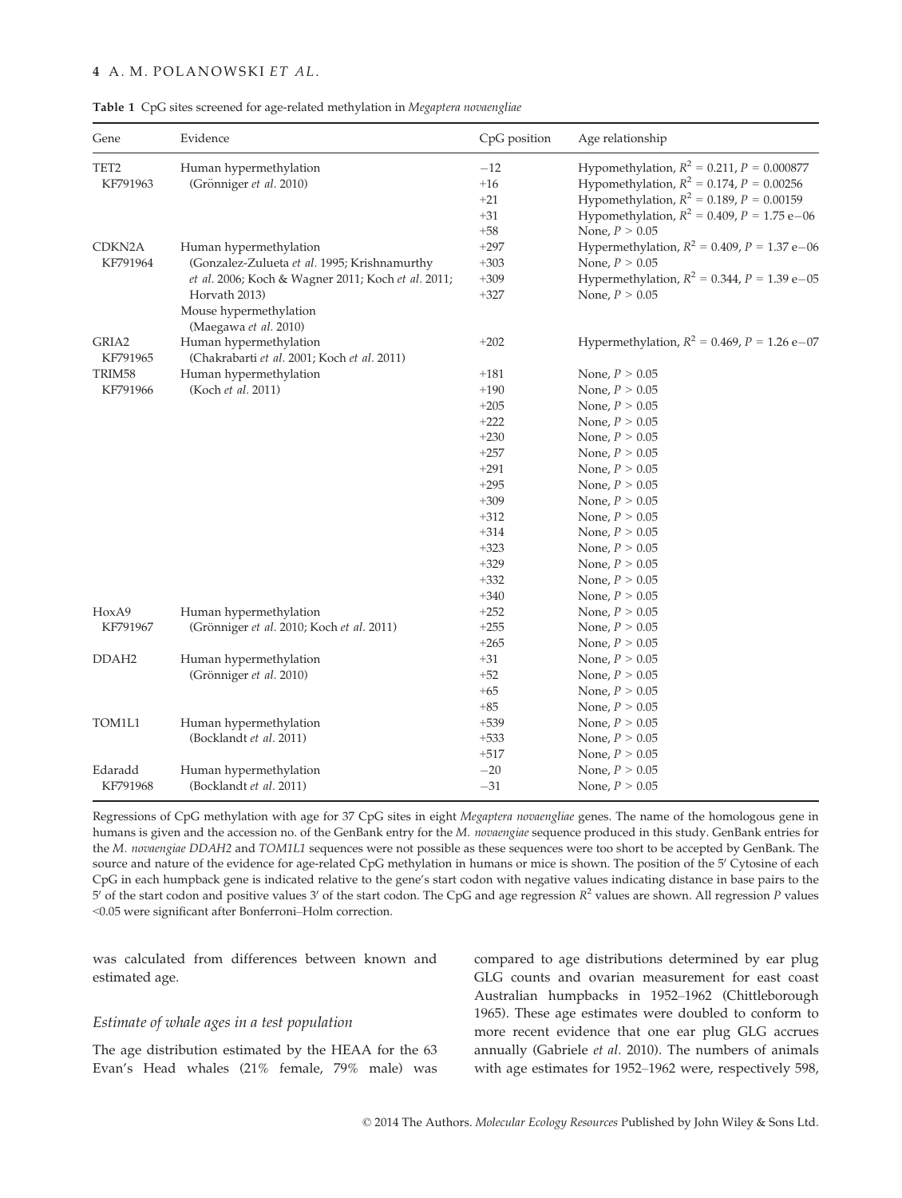**Table 1** CpG sites screened for age-related methylation in *Megaptera novaeangliae*

| Gene | Evidence | CpG position | Age relationship |
|---|---|---|---|
| TET2 KF791963 | Human hypermethylation (Grönniger *et al.* 2010) | −12 | Hypomethylation, $R^2$ = 0.211, $P$ = 0.000877 |
| | | +16 | Hypomethylation, $R^2$ = 0.174, $P$ = 0.00256 |
| | | +21 | Hypomethylation, $R^2$ = 0.189, $P$ = 0.00159 |
| | | +31 | Hypomethylation, $R^2$ = 0.409, $P$ = 1.75 e−06 |
| | | +58 | None, $P > 0.05$ |
| CDKN2A KF791964 | Human hypermethylation (Gonzalez-Zulueta *et al.* 1995; Krishnamurthy *et al.* 2006; Koch & Wagner 2011; Koch *et al.* 2011; Horvath 2013) Mouse hypermethylation (Maegawa *et al.* 2010) | +297 | Hypermethylation, $R^2$ = 0.409, $P$ = 1.37 e−06 |
| | | +303 | None, $P > 0.05$ |
| | | +309 | Hypermethylation, $R^2$ = 0.344, $P$ = 1.39 e−05 |
| | | +327 | None, $P > 0.05$ |
| GRIA2 KF791965 | Human hypermethylation (Chakrabarti *et al.* 2001; Koch *et al.* 2011) | +202 | Hypermethylation, $R^2$ = 0.469, $P$ = 1.26 e−07 |
| TRIM58 KF791966 | Human hypermethylation (Koch *et al.* 2011) | +181 | None, $P > 0.05$ |
| | | +190 | None, $P > 0.05$ |
| | | +205 | None, $P > 0.05$ |
| | | +222 | None, $P > 0.05$ |
| | | +230 | None, $P > 0.05$ |
| | | +257 | None, $P > 0.05$ |
| | | +291 | None, $P > 0.05$ |
| | | +295 | None, $P > 0.05$ |
| | | +309 | None, $P > 0.05$ |
| | | +312 | None, $P > 0.05$ |
| | | +314 | None, $P > 0.05$ |
| | | +323 | None, $P > 0.05$ |
| | | +329 | None, $P > 0.05$ |
| | | +332 | None, $P > 0.05$ |
| | | +340 | None, $P > 0.05$ |
| HoxA9 KF791967 | Human hypermethylation (Grönniger *et al.* 2010; Koch *et al.* 2011) | +252 | None, $P > 0.05$ |
| | | +255 | None, $P > 0.05$ |
| | | +265 | None, $P > 0.05$ |
| DDAH2 | Human hypermethylation (Grönniger *et al.* 2010) | +31 | None, $P > 0.05$ |
| | | +52 | None, $P > 0.05$ |
| | | +65 | None, $P > 0.05$ |
| | | +85 | None, $P > 0.05$ |
| TOM1L1 | Human hypermethylation (Bocklandt *et al.* 2011) | +539 | None, $P > 0.05$ |
| | | +533 | None, $P > 0.05$ |
| | | +517 | None, $P > 0.05$ |
| Edaradd KF791968 | Human hypermethylation (Bocklandt *et al.* 2011) | −20 | None, $P > 0.05$ |
| | | −31 | None, $P > 0.05$ |

Regressions of CpG methylation with age for 37 CpG sites in eight *Megaptera novaeangliae* genes. The name of the homologous gene in humans is given and the accession no. of the GenBank entry for the *M. novaeangliae* sequence produced in this study. GenBank entries for the *M. novaeangliae DDAH2* and *TOM1L1* sequences were not possible as these sequences were too short to be accepted by GenBank. The source and nature of the evidence for age-related CpG methylation in humans or mice is shown. The position of the 5′ Cytosine of each CpG in each humpback gene is indicated relative to the gene's start codon with negative values indicating distance in base pairs to the 5′ of the start codon and positive values 3′ of the start codon. The CpG and age regression $R^2$ values are shown. All regression $P$ values <0.05 were significant after Bonferroni–Holm correction.

was calculated from differences between known and estimated age.

### *Estimate of whale ages in a test population*

The age distribution estimated by the HEAA for the 63 Evan's Head whales (21% female, 79% male) was compared to age distributions determined by ear plug GLG counts and ovarian measurement for east coast Australian humpbacks in 1952–1962 (Chittleborough 1965). These age estimates were doubled to conform to more recent evidence that one ear plug GLG accrues annually (Gabriele *et al.* 2010). The numbers of animals with age estimates for 1952–1962 were, respectively 598,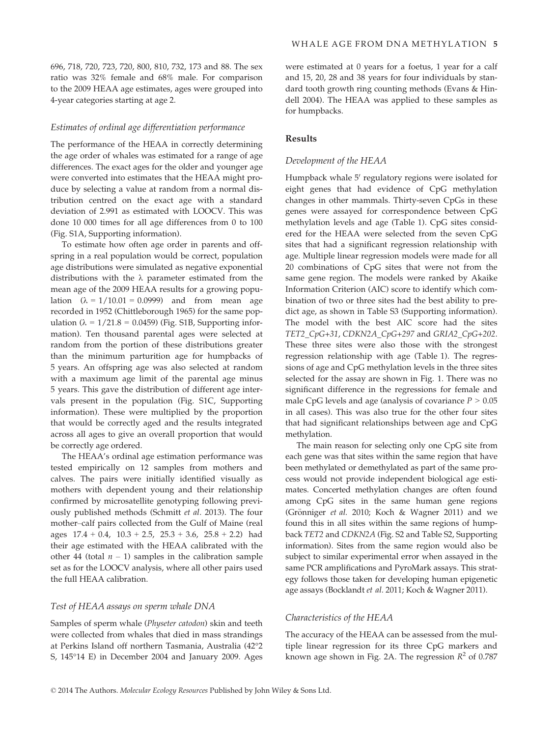696, 718, 720, 723, 720, 800, 810, 732, 173 and 88. The sex ratio was 32% female and 68% male. For comparison to the 2009 HEAA age estimates, ages were grouped into 4-year categories starting at age 2.

### *Estimates of ordinal age differentiation performance*

The performance of the HEAA in correctly determining the age order of whales was estimated for a range of age differences. The exact ages for the older and younger age were converted into estimates that the HEAA might produce by selecting a value at random from a normal distribution centred on the exact age with a standard deviation of 2.991 as estimated with LOOCV. This was done 10 000 times for all age differences from 0 to 100 (Fig. S1A, Supporting information).

To estimate how often age order in parents and offspring in a real population would be correct, population age distributions were simulated as negative exponential distributions with the λ parameter estimated from the mean age of the 2009 HEAA results for a growing population ($\lambda = 1/10.01 = 0.0999$) and from mean age recorded in 1952 (Chittleborough 1965) for the same population ($\lambda = 1/21.8 = 0.0459$) (Fig. S1B, Supporting information). Ten thousand parental ages were selected at random from the portion of these distributions greater than the minimum parturition age for humpbacks of 5 years. An offspring age was also selected at random with a maximum age limit of the parental age minus 5 years. This gave the distribution of different age intervals present in the population (Fig. S1C, Supporting information). These were multiplied by the proportion that would be correctly aged and the results integrated across all ages to give an overall proportion that would be correctly age ordered.

The HEAA's ordinal age estimation performance was tested empirically on 12 samples from mothers and calves. The pairs were initially identified visually as mothers with dependent young and their relationship confirmed by microsatellite genotyping following previously published methods (Schmitt *et al.* 2013). The four mother–calf pairs collected from the Gulf of Maine (real ages 17.4 + 0.4, 10.3 + 2.5, 25.3 + 3.6, 25.8 + 2.2) had their age estimated with the HEAA calibrated with the other 44 (total $n - 1$) samples in the calibration sample set as for the LOOCV analysis, where all other pairs used the full HEAA calibration.

### *Test of HEAA assays on sperm whale DNA*

Samples of sperm whale (*Physeter catodon*) skin and teeth were collected from whales that died in mass strandings at Perkins Island off northern Tasmania, Australia (42°2 S, 145°14 E) in December 2004 and January 2009. Ages were estimated at 0 years for a foetus, 1 year for a calf and 15, 20, 28 and 38 years for four individuals by standard tooth growth ring counting methods (Evans & Hindell 2004). The HEAA was applied to these samples as for humpbacks.

## Results

### *Development of the HEAA*

Humpback whale 5′ regulatory regions were isolated for eight genes that had evidence of CpG methylation changes in other mammals. Thirty-seven CpGs in these genes were assayed for correspondence between CpG methylation levels and age (Table 1). CpG sites considered for the HEAA were selected from the seven CpG sites that had a significant regression relationship with age. Multiple linear regression models were made for all 20 combinations of CpG sites that were not from the same gene region. The models were ranked by Akaike Information Criterion (AIC) score to identify which combination of two or three sites had the best ability to predict age, as shown in Table S3 (Supporting information). The model with the best AIC score had the sites *TET2_CpG+31*, *CDKN2A_CpG+297* and *GRIA2_CpG+202*. These three sites were also those with the strongest regression relationship with age (Table 1). The regressions of age and CpG methylation levels in the three sites selected for the assay are shown in Fig. 1. There was no significant difference in the regressions for female and male CpG levels and age (analysis of covariance $P > 0.05$ in all cases). This was also true for the other four sites that had significant relationships between age and CpG methylation.

The main reason for selecting only one CpG site from each gene was that sites within the same region that have been methylated or demethylated as part of the same process would not provide independent biological age estimates. Concerted methylation changes are often found among CpG sites in the same human gene regions (Grönniger *et al.* 2010; Koch & Wagner 2011) and we found this in all sites within the same regions of humpback *TET2* and *CDKN2A* (Fig. S2 and Table S2, Supporting information). Sites from the same region would also be subject to similar experimental error when assayed in the same PCR amplifications and PyroMark assays. This strategy follows those taken for developing human epigenetic age assays (Bocklandt *et al.* 2011; Koch & Wagner 2011).

### *Characteristics of the HEAA*

The accuracy of the HEAA can be assessed from the multiple linear regression for its three CpG markers and known age shown in Fig. 2A. The regression $R^2$ of 0.787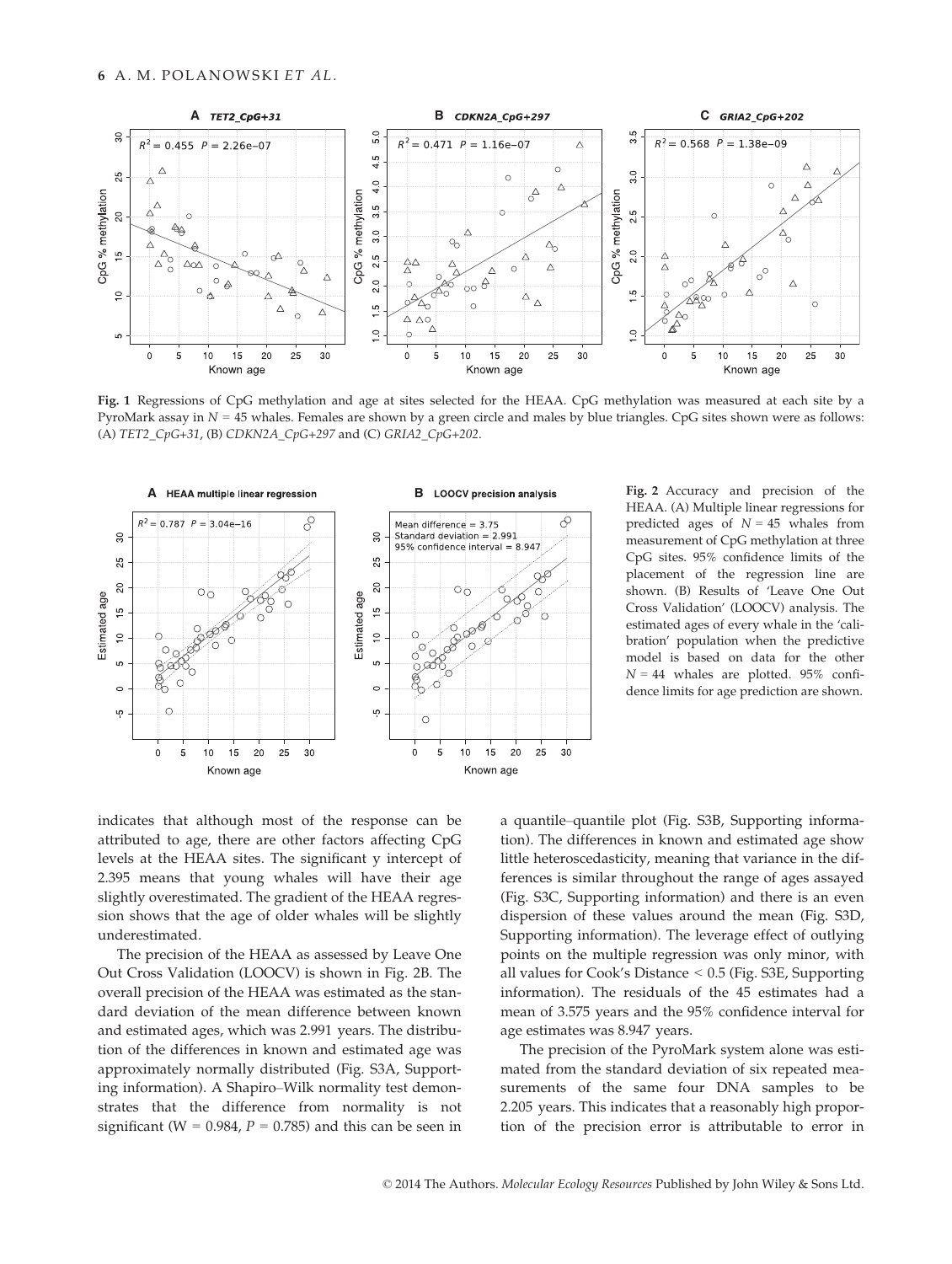Fig. 1 Regressions of CpG methylation and age at sites selected for the HEAA. CpG methylation was measured at each site by a PyroMark assay in $N = 45$ whales. Females are shown by a green circle and males by blue triangles. CpG sites shown were as follows: (A) *TET2_CpG+31*, (B) *CDKN2A_CpG+297* and (C) *GRIA2_CpG+202*.

Fig. 2 Accuracy and precision of the HEAA. (A) Multiple linear regressions for predicted ages of $N = 45$ whales from measurement of CpG methylation at three CpG sites. 95% confidence limits of the placement of the regression line are shown. (B) Results of 'Leave One Out Cross Validation' (LOOCV) analysis. The estimated ages of every whale in the 'calibration' population when the predictive model is based on data for the other $N = 44$ whales are plotted. 95% confidence limits for age prediction are shown.

indicates that although most of the response can be attributed to age, there are other factors affecting CpG levels at the HEAA sites. The significant y intercept of 2.395 means that young whales will have their age slightly overestimated. The gradient of the HEAA regression shows that the age of older whales will be slightly underestimated.

The precision of the HEAA as assessed by Leave One Out Cross Validation (LOOCV) is shown in Fig. 2B. The overall precision of the HEAA was estimated as the standard deviation of the mean difference between known and estimated ages, which was 2.991 years. The distribution of the differences in known and estimated age was approximately normally distributed (Fig. S3A, Supporting information). A Shapiro–Wilk normality test demonstrates that the difference from normality is not significant ($W = 0.984$, $P = 0.785$) and this can be seen in a quantile–quantile plot (Fig. S3B, Supporting information). The differences in known and estimated age show little heteroscedasticity, meaning that variance in the differences is similar throughout the range of ages assayed (Fig. S3C, Supporting information) and there is an even dispersion of these values around the mean (Fig. S3D, Supporting information). The leverage effect of outlying points on the multiple regression was only minor, with all values for Cook's Distance < 0.5 (Fig. S3E, Supporting information). The residuals of the 45 estimates had a mean of 3.575 years and the 95% confidence interval for age estimates was 8.947 years.

The precision of the PyroMark system alone was estimated from the standard deviation of six repeated measurements of the same four DNA samples to be 2.205 years. This indicates that a reasonably high proportion of the precision error is attributable to error in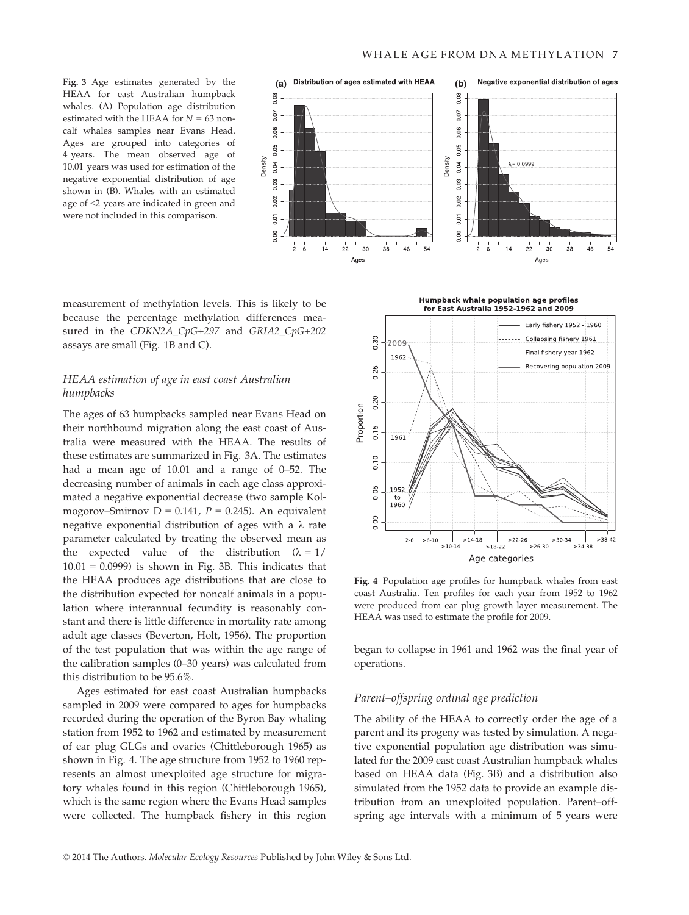**Fig. 3** Age estimates generated by the HEAA for east Australian humpback whales. (A) Population age distribution estimated with the HEAA for $N = 63$ non-calf whales samples near Evans Head. Ages are grouped into categories of 4 years. The mean observed age of 10.01 years was used for estimation of the negative exponential distribution of age shown in (B). Whales with an estimated age of <2 years are indicated in green and were not included in this comparison.

measurement of methylation levels. This is likely to be because the percentage methylation differences measured in the *CDKN2A_CpG+297* and *GRIA2_CpG+202* assays are small (Fig. 1B and C).

### *HEAA estimation of age in east coast Australian humpbacks*

The ages of 63 humpbacks sampled near Evans Head on their northbound migration along the east coast of Australia were measured with the HEAA. The results of these estimates are summarized in Fig. 3A. The estimates had a mean age of 10.01 and a range of 0–52. The decreasing number of animals in each age class approximated a negative exponential decrease (two sample Kolmogorov–Smirnov D = 0.141, $P = 0.245$). An equivalent negative exponential distribution of ages with a λ rate parameter calculated by treating the observed mean as the expected value of the distribution ($\lambda = 1/10.01 = 0.0999$) is shown in Fig. 3B. This indicates that the HEAA produces age distributions that are close to the distribution expected for noncalf animals in a population where interannual fecundity is reasonably constant and there is little difference in mortality rate among adult age classes (Beverton, Holt, 1956). The proportion of the test population that was within the age range of the calibration samples (0–30 years) was calculated from this distribution to be 95.6%.

Ages estimated for east coast Australian humpbacks sampled in 2009 were compared to ages for humpbacks recorded during the operation of the Byron Bay whaling station from 1952 to 1962 and estimated by measurement of ear plug GLGs and ovaries (Chittleborough 1965) as shown in Fig. 4. The age structure from 1952 to 1960 represents an almost unexploited age structure for migratory whales found in this region (Chittleborough 1965), which is the same region where the Evans Head samples were collected. The humpback fishery in this region began to collapse in 1961 and 1962 was the final year of operations.

**Fig. 4** Population age profiles for humpback whales from east coast Australia. Ten profiles for each year from 1952 to 1962 were produced from ear plug growth layer measurement. The HEAA was used to estimate the profile for 2009.

### *Parent–offspring ordinal age prediction*

The ability of the HEAA to correctly order the age of a parent and its progeny was tested by simulation. A negative exponential population age distribution was simulated for the 2009 east coast Australian humpback whales based on HEAA data (Fig. 3B) and a distribution also simulated from the 1952 data to provide an example distribution from an unexploited population. Parent–offspring age intervals with a minimum of 5 years were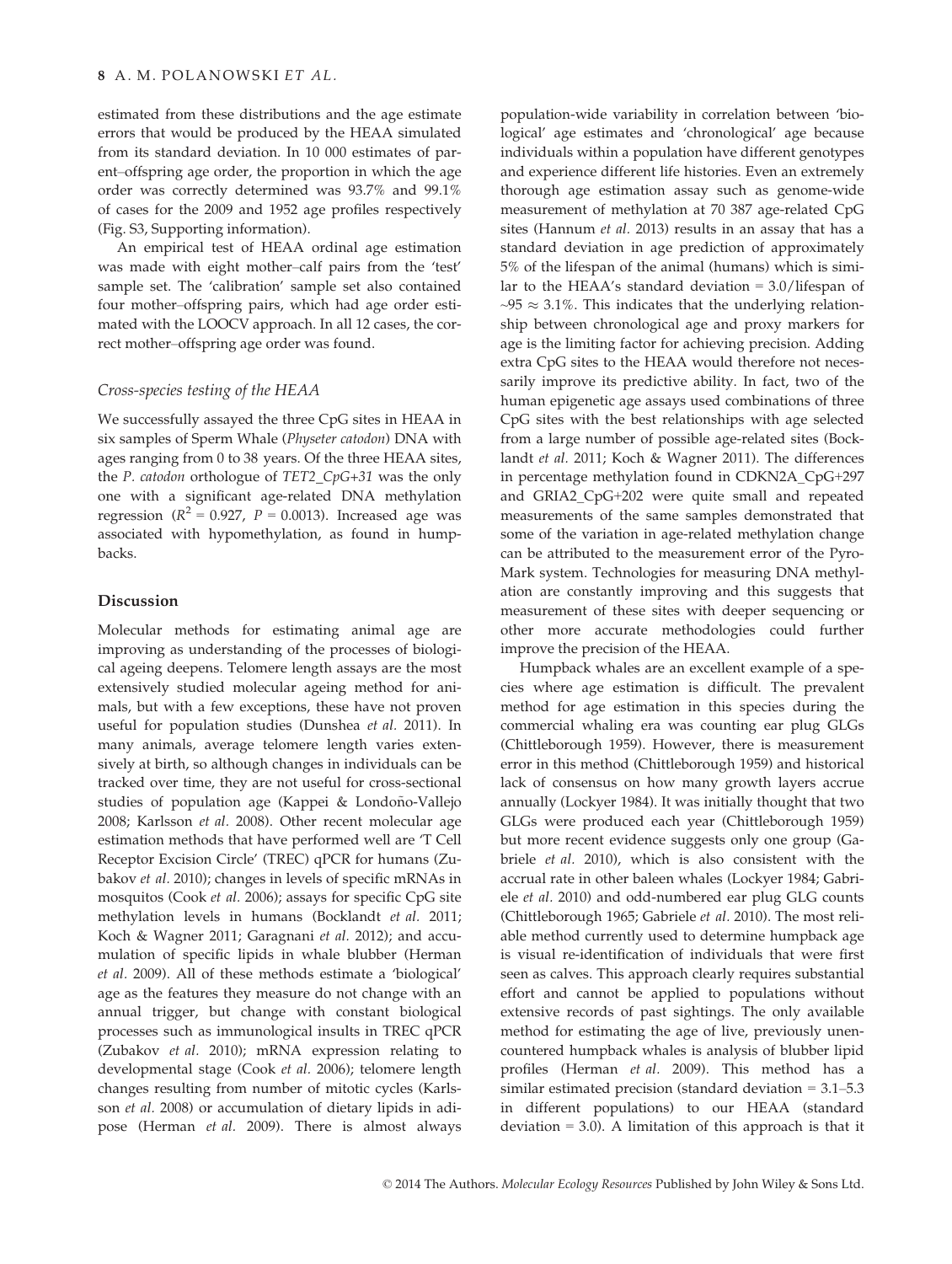estimated from these distributions and the age estimate errors that would be produced by the HEAA simulated from its standard deviation. In 10 000 estimates of parent–offspring age order, the proportion in which the age order was correctly determined was 93.7% and 99.1% of cases for the 2009 and 1952 age profiles respectively (Fig. S3, Supporting information).

An empirical test of HEAA ordinal age estimation was made with eight mother–calf pairs from the 'test' sample set. The 'calibration' sample set also contained four mother–offspring pairs, which had age order estimated with the LOOCV approach. In all 12 cases, the correct mother–offspring age order was found.

### Cross-species testing of the HEAA

We successfully assayed the three CpG sites in HEAA in six samples of Sperm Whale (*Physeter catodon*) DNA with ages ranging from 0 to 38 years. Of the three HEAA sites, the *P. catodon* orthologue of *TET2_CpG+31* was the only one with a significant age-related DNA methylation regression ($R^2 = 0.927$, $P = 0.0013$). Increased age was associated with hypomethylation, as found in humpbacks.

## Discussion

Molecular methods for estimating animal age are improving as understanding of the processes of biological ageing deepens. Telomere length assays are the most extensively studied molecular ageing method for animals, but with a few exceptions, these have not proven useful for population studies (Dunshea *et al.* 2011). In many animals, average telomere length varies extensively at birth, so although changes in individuals can be tracked over time, they are not useful for cross-sectional studies of population age (Kappei & Londoño-Vallejo 2008; Karlsson *et al.* 2008). Other recent molecular age estimation methods that have performed well are 'T Cell Receptor Excision Circle' (TREC) qPCR for humans (Zubakov *et al.* 2010); changes in levels of specific mRNAs in mosquitos (Cook *et al.* 2006); assays for specific CpG site methylation levels in humans (Bocklandt *et al.* 2011; Koch & Wagner 2011; Garagnani *et al.* 2012); and accumulation of specific lipids in whale blubber (Herman *et al.* 2009). All of these methods estimate a 'biological' age as the features they measure do not change with an annual trigger, but change with constant biological processes such as immunological insults in TREC qPCR (Zubakov *et al.* 2010); mRNA expression relating to developmental stage (Cook *et al.* 2006); telomere length changes resulting from number of mitotic cycles (Karlsson *et al.* 2008) or accumulation of dietary lipids in adipose (Herman *et al.* 2009). There is almost always population-wide variability in correlation between 'biological' age estimates and 'chronological' age because individuals within a population have different genotypes and experience different life histories. Even an extremely thorough age estimation assay such as genome-wide measurement of methylation at 70 387 age-related CpG sites (Hannum *et al.* 2013) results in an assay that has a standard deviation in age prediction of approximately 5% of the lifespan of the animal (humans) which is similar to the HEAA's standard deviation = 3.0/lifespan of ~95 ≈ 3.1%. This indicates that the underlying relationship between chronological age and proxy markers for age is the limiting factor for achieving precision. Adding extra CpG sites to the HEAA would therefore not necessarily improve its predictive ability. In fact, two of the human epigenetic age assays used combinations of three CpG sites with the best relationships with age selected from a large number of possible age-related sites (Bocklandt *et al.* 2011; Koch & Wagner 2011). The differences in percentage methylation found in CDKN2A_CpG+297 and GRIA2_CpG+202 were quite small and repeated measurements of the same samples demonstrated that some of the variation in age-related methylation change can be attributed to the measurement error of the PyroMark system. Technologies for measuring DNA methylation are constantly improving and this suggests that measurement of these sites with deeper sequencing or other more accurate methodologies could further improve the precision of the HEAA.

Humpback whales are an excellent example of a species where age estimation is difficult. The prevalent method for age estimation in this species during the commercial whaling era was counting ear plug GLGs (Chittleborough 1959). However, there is measurement error in this method (Chittleborough 1959) and historical lack of consensus on how many growth layers accrue annually (Lockyer 1984). It was initially thought that two GLGs were produced each year (Chittleborough 1959) but more recent evidence suggests only one group (Gabriele *et al.* 2010), which is also consistent with the accrual rate in other baleen whales (Lockyer 1984; Gabriele *et al.* 2010) and odd-numbered ear plug GLG counts (Chittleborough 1965; Gabriele *et al.* 2010). The most reliable method currently used to determine humpback age is visual re-identification of individuals that were first seen as calves. This approach clearly requires substantial effort and cannot be applied to populations without extensive records of past sightings. The only available method for estimating the age of live, previously unencountered humpback whales is analysis of blubber lipid profiles (Herman *et al.* 2009). This method has a similar estimated precision (standard deviation = 3.1–5.3 in different populations) to our HEAA (standard deviation = 3.0). A limitation of this approach is that it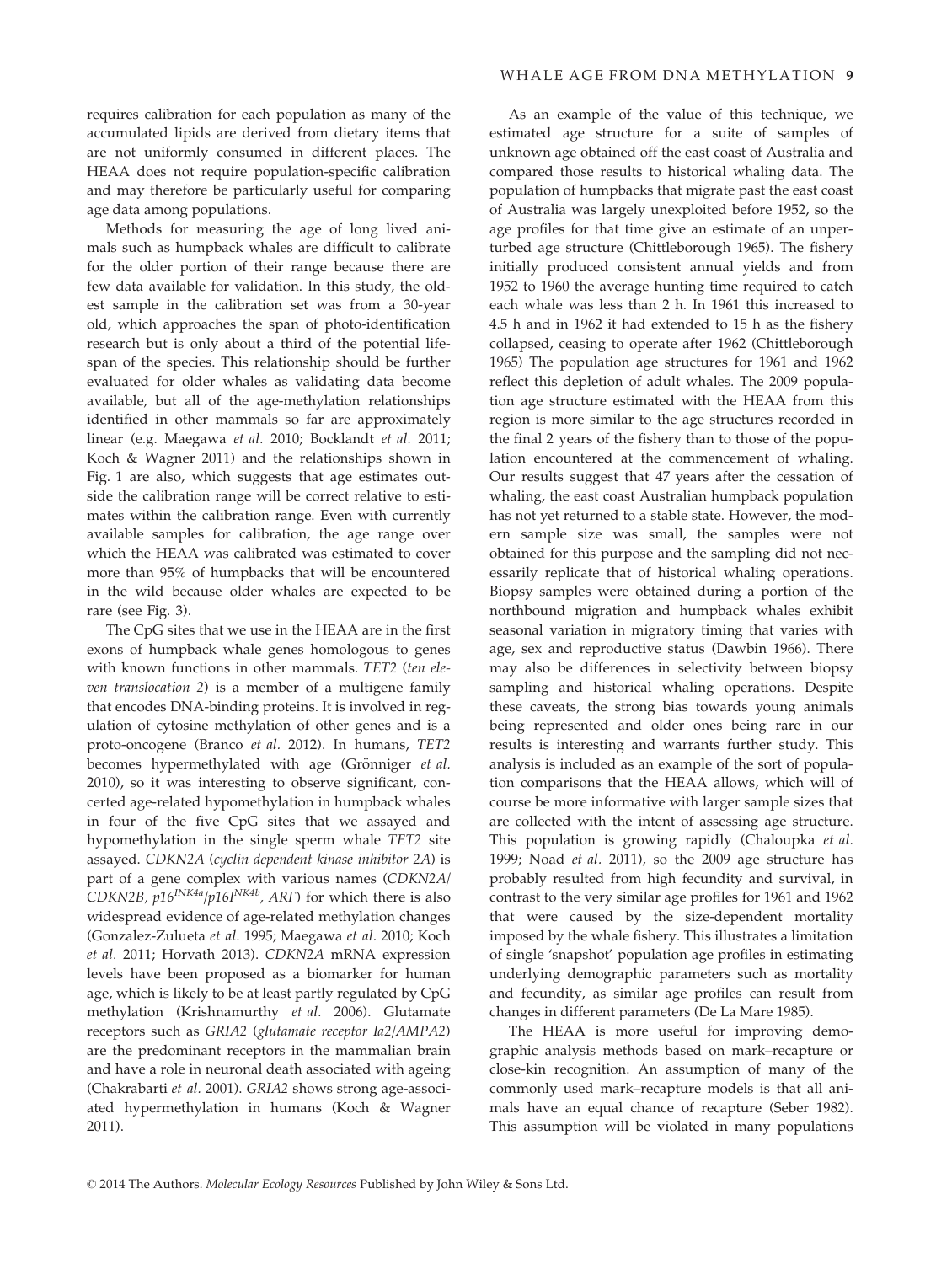requires calibration for each population as many of the accumulated lipids are derived from dietary items that are not uniformly consumed in different places. The HEAA does not require population-specific calibration and may therefore be particularly useful for comparing age data among populations.

Methods for measuring the age of long lived animals such as humpback whales are difficult to calibrate for the older portion of their range because there are few data available for validation. In this study, the oldest sample in the calibration set was from a 30-year old, which approaches the span of photo-identification research but is only about a third of the potential lifespan of the species. This relationship should be further evaluated for older whales as validating data become available, but all of the age-methylation relationships identified in other mammals so far are approximately linear (e.g. Maegawa *et al.* 2010; Bocklandt *et al.* 2011; Koch & Wagner 2011) and the relationships shown in Fig. 1 are also, which suggests that age estimates outside the calibration range will be correct relative to estimates within the calibration range. Even with currently available samples for calibration, the age range over which the HEAA was calibrated was estimated to cover more than 95% of humpbacks that will be encountered in the wild because older whales are expected to be rare (see Fig. 3).

The CpG sites that we use in the HEAA are in the first exons of humpback whale genes homologous to genes with known functions in other mammals. *TET2* (*ten eleven translocation 2*) is a member of a multigene family that encodes DNA-binding proteins. It is involved in regulation of cytosine methylation of other genes and is a proto-oncogene (Branco *et al.* 2012). In humans, *TET2* becomes hypermethylated with age (Grönniger *et al.* 2010), so it was interesting to observe significant, concerted age-related hypomethylation in humpback whales in four of the five CpG sites that we assayed and hypomethylation in the single sperm whale *TET2* site assayed. *CDKN2A* (*cyclin dependent kinase inhibitor 2A*) is part of a gene complex with various names (*CDKN2A*/*CDKN2B*, $p16^{INK4a}/p16I^{NK4b}$, *ARF*) for which there is also widespread evidence of age-related methylation changes (Gonzalez-Zulueta *et al.* 1995; Maegawa *et al.* 2010; Koch *et al.* 2011; Horvath 2013). *CDKN2A* mRNA expression levels have been proposed as a biomarker for human age, which is likely to be at least partly regulated by CpG methylation (Krishnamurthy *et al.* 2006). Glutamate receptors such as *GRIA2* (*glutamate receptor Ia2*/*AMPA2*) are the predominant receptors in the mammalian brain and have a role in neuronal death associated with ageing (Chakrabarti *et al.* 2001). *GRIA2* shows strong age-associated hypermethylation in humans (Koch & Wagner 2011).

As an example of the value of this technique, we estimated age structure for a suite of samples of unknown age obtained off the east coast of Australia and compared those results to historical whaling data. The population of humpbacks that migrate past the east coast of Australia was largely unexploited before 1952, so the age profiles for that time give an estimate of an unperturbed age structure (Chittleborough 1965). The fishery initially produced consistent annual yields and from 1952 to 1960 the average hunting time required to catch each whale was less than 2 h. In 1961 this increased to 4.5 h and in 1962 it had extended to 15 h as the fishery collapsed, ceasing to operate after 1962 (Chittleborough 1965) The population age structures for 1961 and 1962 reflect this depletion of adult whales. The 2009 population age structure estimated with the HEAA from this region is more similar to the age structures recorded in the final 2 years of the fishery than to those of the population encountered at the commencement of whaling. Our results suggest that 47 years after the cessation of whaling, the east coast Australian humpback population has not yet returned to a stable state. However, the modern sample size was small, the samples were not obtained for this purpose and the sampling did not necessarily replicate that of historical whaling operations. Biopsy samples were obtained during a portion of the northbound migration and humpback whales exhibit seasonal variation in migratory timing that varies with age, sex and reproductive status (Dawbin 1966). There may also be differences in selectivity between biopsy sampling and historical whaling operations. Despite these caveats, the strong bias towards young animals being represented and older ones being rare in our results is interesting and warrants further study. This analysis is included as an example of the sort of population comparisons that the HEAA allows, which will of course be more informative with larger sample sizes that are collected with the intent of assessing age structure. This population is growing rapidly (Chaloupka *et al.* 1999; Noad *et al.* 2011), so the 2009 age structure has probably resulted from high fecundity and survival, in contrast to the very similar age profiles for 1961 and 1962 that were caused by the size-dependent mortality imposed by the whale fishery. This illustrates a limitation of single 'snapshot' population age profiles in estimating underlying demographic parameters such as mortality and fecundity, as similar age profiles can result from changes in different parameters (De La Mare 1985).

The HEAA is more useful for improving demographic analysis methods based on mark–recapture or close-kin recognition. An assumption of many of the commonly used mark–recapture models is that all animals have an equal chance of recapture (Seber 1982). This assumption will be violated in many populations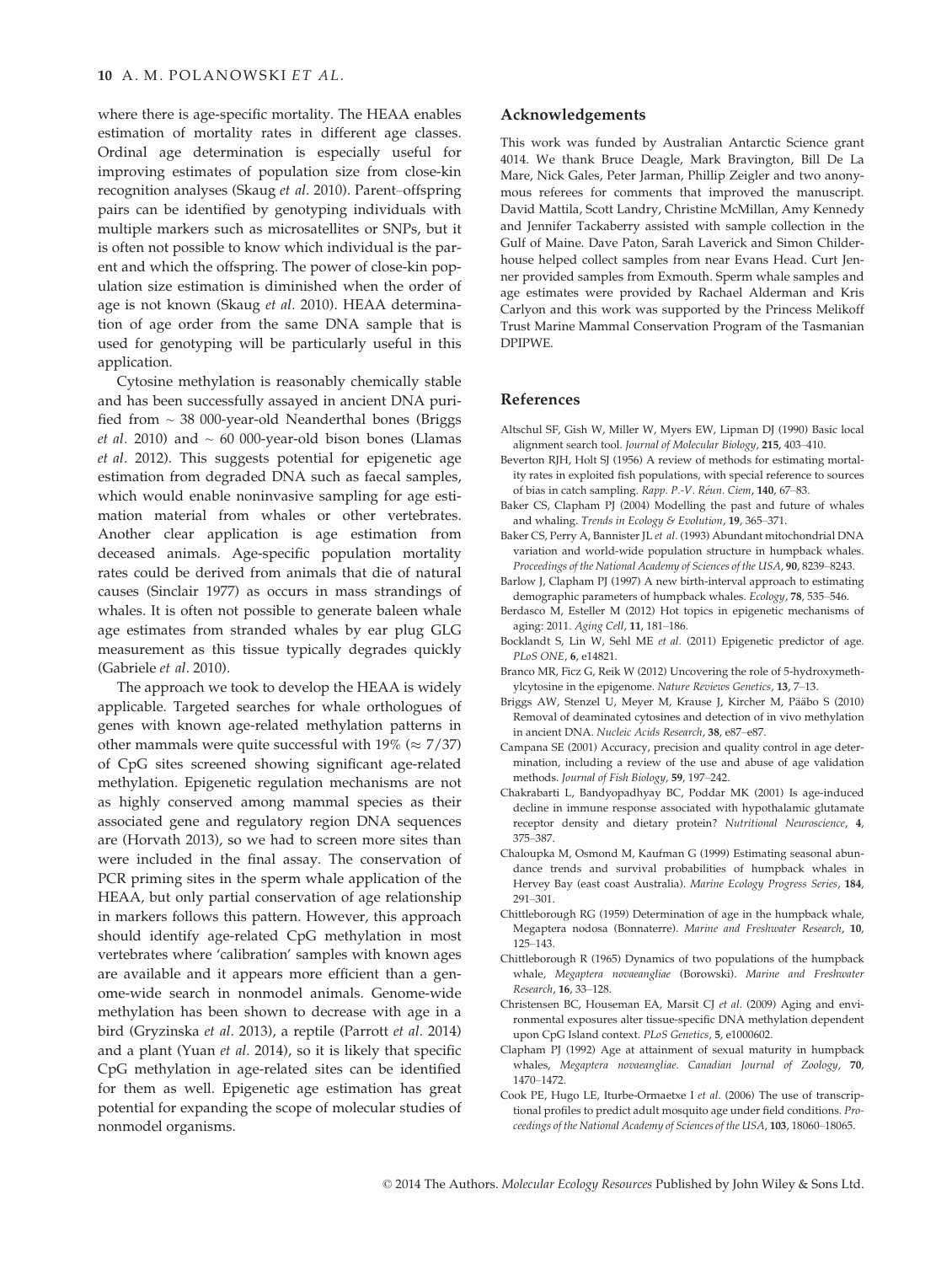where there is age-specific mortality. The HEAA enables estimation of mortality rates in different age classes. Ordinal age determination is especially useful for improving estimates of population size from close-kin recognition analyses (Skaug *et al.* 2010). Parent–offspring pairs can be identified by genotyping individuals with multiple markers such as microsatellites or SNPs, but it is often not possible to know which individual is the parent and which the offspring. The power of close-kin population size estimation is diminished when the order of age is not known (Skaug *et al.* 2010). HEAA determination of age order from the same DNA sample that is used for genotyping will be particularly useful in this application.

Cytosine methylation is reasonably chemically stable and has been successfully assayed in ancient DNA purified from ~ 38 000-year-old Neanderthal bones (Briggs *et al.* 2010) and ~ 60 000-year-old bison bones (Llamas *et al.* 2012). This suggests potential for epigenetic age estimation from degraded DNA such as faecal samples, which would enable noninvasive sampling for age estimation material from whales or other vertebrates. Another clear application is age estimation from deceased animals. Age-specific population mortality rates could be derived from animals that die of natural causes (Sinclair 1977) as occurs in mass strandings of whales. It is often not possible to generate baleen whale age estimates from stranded whales by ear plug GLG measurement as this tissue typically degrades quickly (Gabriele *et al.* 2010).

The approach we took to develop the HEAA is widely applicable. Targeted searches for whale orthologues of genes with known age-related methylation patterns in other mammals were quite successful with 19% (≈ 7/37) of CpG sites screened showing significant age-related methylation. Epigenetic regulation mechanisms are not as highly conserved among mammal species as their associated gene and regulatory region DNA sequences are (Horvath 2013), so we had to screen more sites than were included in the final assay. The conservation of PCR priming sites in the sperm whale application of the HEAA, but only partial conservation of age relationship in markers follows this pattern. However, this approach should identify age-related CpG methylation in most vertebrates where 'calibration' samples with known ages are available and it appears more efficient than a genome-wide search in nonmodel animals. Genome-wide methylation has been shown to decrease with age in a bird (Gryzinska *et al.* 2013), a reptile (Parrott *et al.* 2014) and a plant (Yuan *et al.* 2014), so it is likely that specific CpG methylation in age-related sites can be identified for them as well. Epigenetic age estimation has great potential for expanding the scope of molecular studies of nonmodel organisms.

## Acknowledgements

This work was funded by Australian Antarctic Science grant 4014. We thank Bruce Deagle, Mark Bravington, Bill De La Mare, Nick Gales, Peter Jarman, Phillip Zeigler and two anonymous referees for comments that improved the manuscript. David Mattila, Scott Landry, Christine McMillan, Amy Kennedy and Jennifer Tackaberry assisted with sample collection in the Gulf of Maine. Dave Paton, Sarah Laverick and Simon Childerhouse helped collect samples from near Evans Head. Curt Jenner provided samples from Exmouth. Sperm whale samples and age estimates were provided by Rachael Alderman and Kris Carlyon and this work was supported by the Princess Melikoff Trust Marine Mammal Conservation Program of the Tasmanian DPIPWE.

## References

Altschul SF, Gish W, Miller W, Myers EW, Lipman DJ (1990) Basic local alignment search tool. *Journal of Molecular Biology*, **215**, 403–410.

Beverton RJH, Holt SJ (1956) A review of methods for estimating mortality rates in exploited fish populations, with special reference to sources of bias in catch sampling. *Rapp. P.-V. Réun. Ciem*, **140**, 67–83.

Baker CS, Clapham PJ (2004) Modelling the past and future of whales and whaling. *Trends in Ecology & Evolution*, **19**, 365–371.

Baker CS, Perry A, Bannister JL *et al.* (1993) Abundant mitochondrial DNA variation and world-wide population structure in humpback whales. *Proceedings of the National Academy of Sciences of the USA*, **90**, 8239–8243.

Barlow J, Clapham PJ (1997) A new birth-interval approach to estimating demographic parameters of humpback whales. *Ecology*, **78**, 535–546.

Berdasco M, Esteller M (2012) Hot topics in epigenetic mechanisms of aging: 2011. *Aging Cell*, **11**, 181–186.

Bocklandt S, Lin W, Sehl ME *et al.* (2011) Epigenetic predictor of age. *PLoS ONE*, **6**, e14821.

Branco MR, Ficz G, Reik W (2012) Uncovering the role of 5-hydroxymethylcytosine in the epigenome. *Nature Reviews Genetics*, **13**, 7–13.

Briggs AW, Stenzel U, Meyer M, Krause J, Kircher M, Pääbo S (2010) Removal of deaminated cytosines and detection of in vivo methylation in ancient DNA. *Nucleic Acids Research*, **38**, e87–e87.

Campana SE (2001) Accuracy, precision and quality control in age determination, including a review of the use and abuse of age validation methods. *Journal of Fish Biology*, **59**, 197–242.

Chakrabarti L, Bandyopadhyay BC, Poddar MK (2001) Is age-induced decline in immune response associated with hypothalamic glutamate receptor density and dietary protein? *Nutritional Neuroscience*, **4**, 375–387.

Chaloupka M, Osmond M, Kaufman G (1999) Estimating seasonal abundance trends and survival probabilities of humpback whales in Hervey Bay (east coast Australia). *Marine Ecology Progress Series*, **184**, 291–301.

Chittleborough RG (1959) Determination of age in the humpback whale, Megaptera nodosa (Bonnaterre). *Marine and Freshwater Research*, **10**, 125–143.

Chittleborough R (1965) Dynamics of two populations of the humpback whale, *Megaptera novaeangliae* (Borowski). *Marine and Freshwater Research*, **16**, 33–128.

Christensen BC, Houseman EA, Marsit CJ *et al.* (2009) Aging and environmental exposures alter tissue-specific DNA methylation dependent upon CpG Island context. *PLoS Genetics*, **5**, e1000602.

Clapham PJ (1992) Age at attainment of sexual maturity in humpback whales, *Megaptera novaeangliae*. *Canadian Journal of Zoology*, **70**, 1470–1472.

Cook PE, Hugo LE, Iturbe-Ormaetxe I *et al.* (2006) The use of transcriptional profiles to predict adult mosquito age under field conditions. *Proceedings of the National Academy of Sciences of the USA*, **103**, 18060–18065.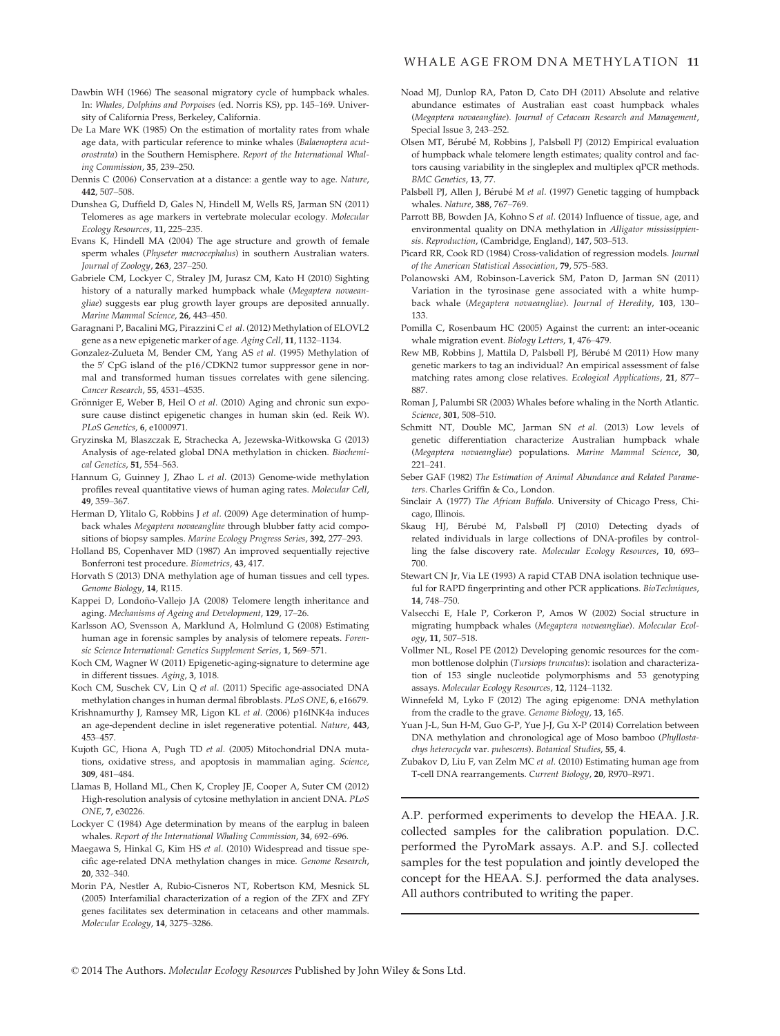Dawbin WH (1966) The seasonal migratory cycle of humpback whales. In: *Whales, Dolphins and Porpoises* (ed. Norris KS), pp. 145–169. University of California Press, Berkeley, California.

De La Mare WK (1985) On the estimation of mortality rates from whale age data, with particular reference to minke whales (*Balaenoptera acutorostrata*) in the Southern Hemisphere. *Report of the International Whaling Commission*, **35**, 239–250.

Dennis C (2006) Conservation at a distance: a gentle way to age. *Nature*, **442**, 507–508.

Dunshea G, Duffield D, Gales N, Hindell M, Wells RS, Jarman SN (2011) Telomeres as age markers in vertebrate molecular ecology. *Molecular Ecology Resources*, **11**, 225–235.

Evans K, Hindell MA (2004) The age structure and growth of female sperm whales (*Physeter macrocephalus*) in southern Australian waters. *Journal of Zoology*, **263**, 237–250.

Gabriele CM, Lockyer C, Straley JM, Jurasz CM, Kato H (2010) Sighting history of a naturally marked humpback whale (*Megaptera novaeangliae*) suggests ear plug growth layer groups are deposited annually. *Marine Mammal Science*, **26**, 443–450.

Garagnani P, Bacalini MG, Pirazzini C *et al.* (2012) Methylation of ELOVL2 gene as a new epigenetic marker of age. *Aging Cell*, **11**, 1132–1134.

Gonzalez-Zulueta M, Bender CM, Yang AS *et al.* (1995) Methylation of the 5′ CpG island of the p16/CDKN2 tumor suppressor gene in normal and transformed human tissues correlates with gene silencing. *Cancer Research*, **55**, 4531–4535.

Grönniger E, Weber B, Heil O *et al.* (2010) Aging and chronic sun exposure cause distinct epigenetic changes in human skin (ed. Reik W). *PLoS Genetics*, **6**, e1000971.

Gryzinska M, Blaszczak E, Strachecka A, Jezewska-Witkowska G (2013) Analysis of age-related global DNA methylation in chicken. *Biochemical Genetics*, **51**, 554–563.

Hannum G, Guinney J, Zhao L *et al.* (2013) Genome-wide methylation profiles reveal quantitative views of human aging rates. *Molecular Cell*, **49**, 359–367.

Herman D, Ylitalo G, Robbins J *et al.* (2009) Age determination of humpback whales *Megaptera novaeangliae* through blubber fatty acid compositions of biopsy samples. *Marine Ecology Progress Series*, **392**, 277–293.

Holland BS, Copenhaver MD (1987) An improved sequentially rejective Bonferroni test procedure. *Biometrics*, **43**, 417.

Horvath S (2013) DNA methylation age of human tissues and cell types. *Genome Biology*, **14**, R115.

Kappei D, Londoño-Vallejo JA (2008) Telomere length inheritance and aging. *Mechanisms of Ageing and Development*, **129**, 17–26.

Karlsson AO, Svensson A, Marklund A, Holmlund G (2008) Estimating human age in forensic samples by analysis of telomere repeats. *Forensic Science International: Genetics Supplement Series*, **1**, 569–571.

Koch CM, Wagner W (2011) Epigenetic-aging-signature to determine age in different tissues. *Aging*, **3**, 1018.

Koch CM, Suschek CV, Lin Q *et al.* (2011) Specific age-associated DNA methylation changes in human dermal fibroblasts. *PLoS ONE*, **6**, e16679.

Krishnamurthy J, Ramsey MR, Ligon KL *et al.* (2006) p16INK4a induces an age-dependent decline in islet regenerative potential. *Nature*, **443**, 453–457.

Kujoth GC, Hiona A, Pugh TD *et al.* (2005) Mitochondrial DNA mutations, oxidative stress, and apoptosis in mammalian aging. *Science*, **309**, 481–484.

Llamas B, Holland ML, Chen K, Cropley JE, Cooper A, Suter CM (2012) High-resolution analysis of cytosine methylation in ancient DNA. *PLoS ONE*, **7**, e30226.

Lockyer C (1984) Age determination by means of the earplug in baleen whales. *Report of the International Whaling Commission*, **34**, 692–696.

Maegawa S, Hinkal G, Kim HS *et al.* (2010) Widespread and tissue specific age-related DNA methylation changes in mice. *Genome Research*, **20**, 332–340.

Morin PA, Nestler A, Rubio-Cisneros NT, Robertson KM, Mesnick SL (2005) Interfamilial characterization of a region of the ZFX and ZFY genes facilitates sex determination in cetaceans and other mammals. *Molecular Ecology*, **14**, 3275–3286.

Noad MJ, Dunlop RA, Paton D, Cato DH (2011) Absolute and relative abundance estimates of Australian east coast humpback whales (*Megaptera novaeangliae*). *Journal of Cetacean Research and Management*, Special Issue 3, 243–252.

Olsen MT, Bérubé M, Robbins J, Palsbøll PJ (2012) Empirical evaluation of humpback whale telomere length estimates; quality control and factors causing variability in the singleplex and multiplex qPCR methods. *BMC Genetics*, **13**, 77.

Palsbøll PJ, Allen J, Bérubé M *et al.* (1997) Genetic tagging of humpback whales. *Nature*, **388**, 767–769.

Parrott BB, Bowden JA, Kohno S *et al.* (2014) Influence of tissue, age, and environmental quality on DNA methylation in *Alligator mississippiensis*. *Reproduction*, (Cambridge, England), **147**, 503–513.

Picard RR, Cook RD (1984) Cross-validation of regression models. *Journal of the American Statistical Association*, **79**, 575–583.

Polanowski AM, Robinson-Laverick SM, Paton D, Jarman SN (2011) Variation in the tyrosinase gene associated with a white humpback whale (*Megaptera novaeangliae*). *Journal of Heredity*, **103**, 130–133.

Pomilla C, Rosenbaum HC (2005) Against the current: an inter-oceanic whale migration event. *Biology Letters*, **1**, 476–479.

Rew MB, Robbins J, Mattila D, Palsbøll PJ, Bérubé M (2011) How many genetic markers to tag an individual? An empirical assessment of false matching rates among close relatives. *Ecological Applications*, **21**, 877–887.

Roman J, Palumbi SR (2003) Whales before whaling in the North Atlantic. *Science*, **301**, 508–510.

Schmitt NT, Double MC, Jarman SN *et al.* (2013) Low levels of genetic differentiation characterize Australian humpback whale (*Megaptera novaeangliae*) populations. *Marine Mammal Science*, **30**, 221–241.

Seber GAF (1982) *The Estimation of Animal Abundance and Related Parameters*. Charles Griffin & Co., London.

Sinclair A (1977) *The African Buffalo*. University of Chicago Press, Chicago, Illinois.

Skaug HJ, Bérubé M, Palsbøll PJ (2010) Detecting dyads of related individuals in large collections of DNA-profiles by controlling the false discovery rate. *Molecular Ecology Resources*, **10**, 693–700.

Stewart CN Jr, Via LE (1993) A rapid CTAB DNA isolation technique useful for RAPD fingerprinting and other PCR applications. *BioTechniques*, **14**, 748–750.

Valsecchi E, Hale P, Corkeron P, Amos W (2002) Social structure in migrating humpback whales (*Megaptera novaeangliae*). *Molecular Ecology*, **11**, 507–518.

Vollmer NL, Rosel PE (2012) Developing genomic resources for the common bottlenose dolphin (*Tursiops truncatus*): isolation and characterization of 153 single nucleotide polymorphisms and 53 genotyping assays. *Molecular Ecology Resources*, **12**, 1124–1132.

Winnefeld M, Lyko F (2012) The aging epigenome: DNA methylation from the cradle to the grave. *Genome Biology*, **13**, 165.

Yuan J-L, Sun H-M, Guo G-P, Yue J-J, Gu X-P (2014) Correlation between DNA methylation and chronological age of Moso bamboo (*Phyllostachys heterocycla* var. *pubescens*). *Botanical Studies*, **55**, 4.

Zubakov D, Liu F, van Zelm MC *et al.* (2010) Estimating human age from T-cell DNA rearrangements. *Current Biology*, **20**, R970–R971.

---

A.P. performed experiments to develop the HEAA. J.R. collected samples for the calibration population. D.C. performed the PyroMark assays. A.P. and S.J. collected samples for the test population and jointly developed the concept for the HEAA. S.J. performed the data analyses. All authors contributed to writing the paper.

---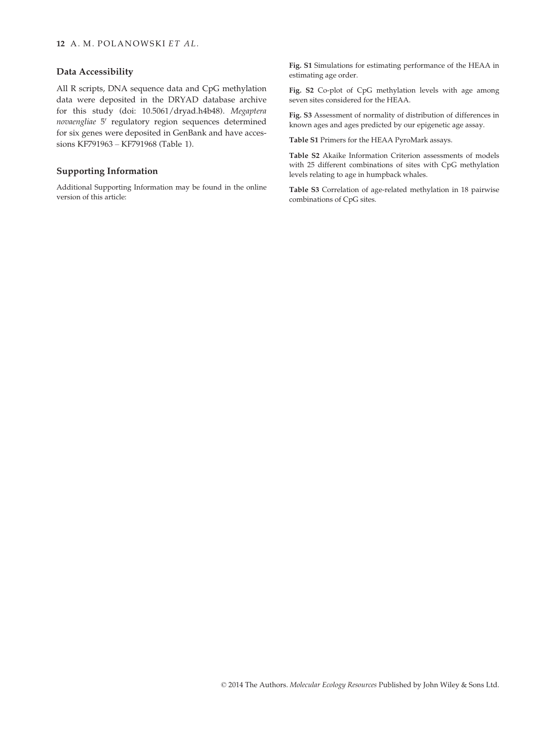## Data Accessibility

All R scripts, DNA sequence data and CpG methylation data were deposited in the DRYAD database archive for this study (doi: 10.5061/dryad.h4b48). *Megaptera novaengliae* 5′ regulatory region sequences determined for six genes were deposited in GenBank and have accessions KF791963 – KF791968 (Table 1).

## Supporting Information

Additional Supporting Information may be found in the online version of this article:

**Fig. S1** Simulations for estimating performance of the HEAA in estimating age order.

**Fig. S2** Co-plot of CpG methylation levels with age among seven sites considered for the HEAA.

**Fig. S3** Assessment of normality of distribution of differences in known ages and ages predicted by our epigenetic age assay.

**Table S1** Primers for the HEAA PyroMark assays.

**Table S2** Akaike Information Criterion assessments of models with 25 different combinations of sites with CpG methylation levels relating to age in humpback whales.

**Table S3** Correlation of age-related methylation in 18 pairwise combinations of CpG sites.

© 2014 The Authors. *Molecular Ecology Resources* Published by John Wiley & Sons Ltd.